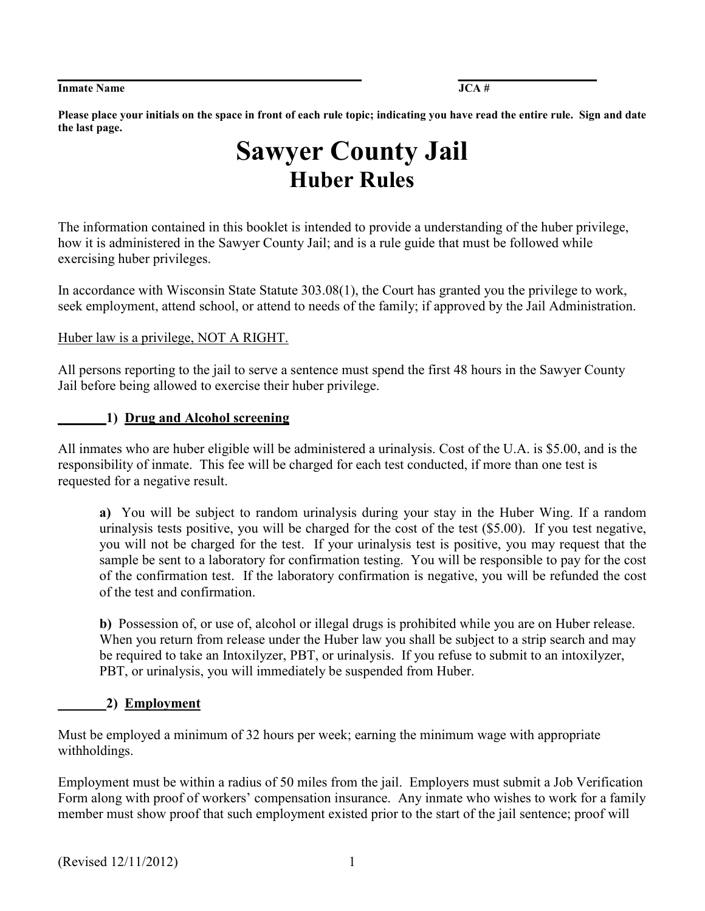Inmate Name ______________________________ JCA # ________________

**Please place your initials on the space in front of each rule topic; indicating you have read the entire rule. Sign and date the last page.**

# Sawyer County Jail

## Huber Rules

The information contained in this booklet is intended to provide a understanding of the huber privilege, how it is administered in the Sawyer County Jail; and is a rule guide that must be followed while exercising huber privileges.

In accordance with Wisconsin State Statute 303.08(1), the Court has granted you the privilege to work, seek employment, attend school, or attend to needs of the family; if approved by the Jail Administration.

Huber law is a privilege, NOT A RIGHT.

All persons reporting to the jail to serve a sentence must spend the first 48 hours in the Sawyer County Jail before being allowed to exercise their huber privilege.

**_______1) Drug and Alcohol screening**

All inmates who are huber eligible will be administered a urinalysis. Cost of the U.A. is $5.00, and is the responsibility of inmate. This fee will be charged for each test conducted, if more than one test is requested for a negative result.

> **a)** You will be subject to random urinalysis during your stay in the Huber Wing. If a random urinalysis tests positive, you will be charged for the cost of the test ($5.00). If you test negative, you will not be charged for the test. If your urinalysis test is positive, you may request that the sample be sent to a laboratory for confirmation testing. You will be responsible to pay for the cost of the confirmation test. If the laboratory confirmation is negative, you will be refunded the cost of the test and confirmation.
>
> **b)** Possession of, or use of, alcohol or illegal drugs is prohibited while you are on Huber release. When you return from release under the Huber law you shall be subject to a strip search and may be required to take an Intoxilyzer, PBT, or urinalysis. If you refuse to submit to an intoxilyzer, PBT, or urinalysis, you will immediately be suspended from Huber.

**_______2) Employment**

Must be employed a minimum of 32 hours per week; earning the minimum wage with appropriate withholdings.

Employment must be within a radius of 50 miles from the jail. Employers must submit a Job Verification Form along with proof of workers' compensation insurance. Any inmate who wishes to work for a family member must show proof that such employment existed prior to the start of the jail sentence; proof will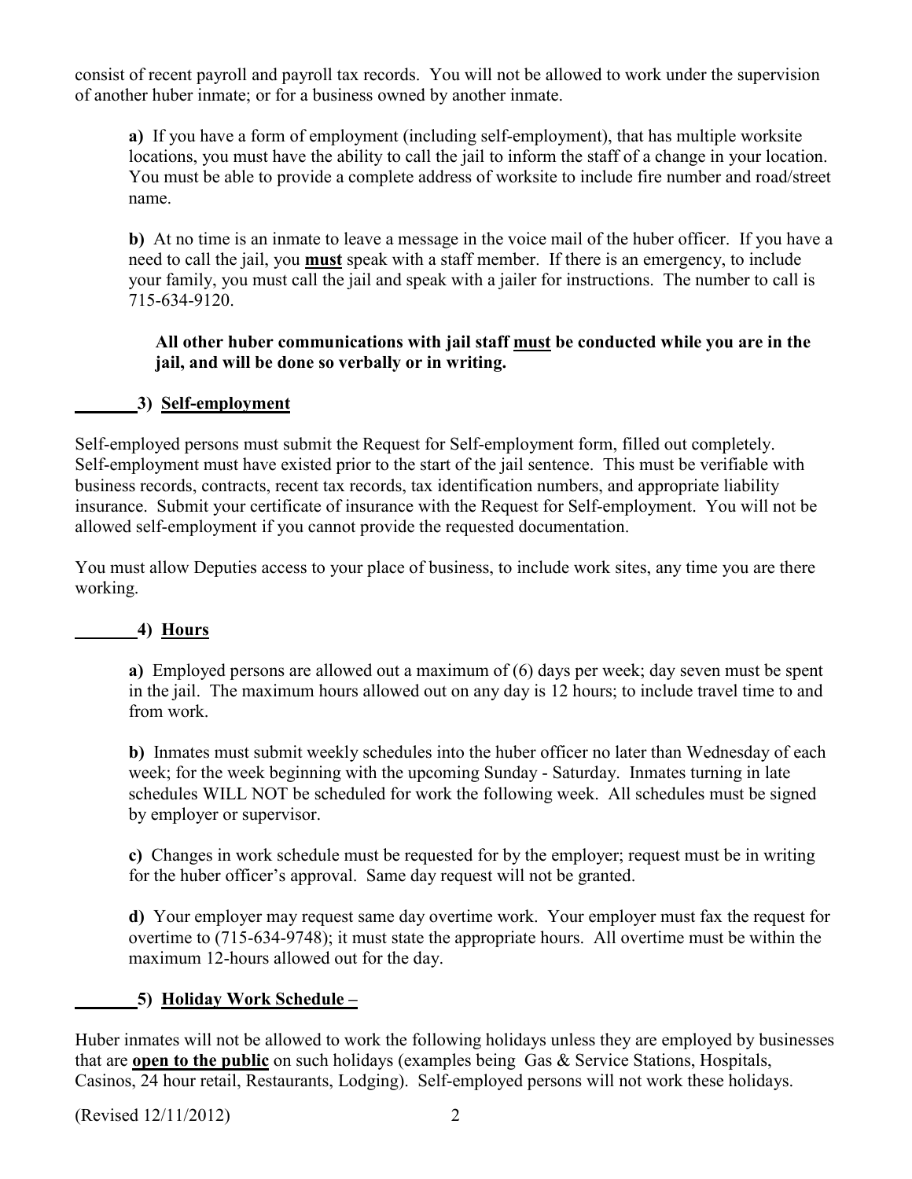consist of recent payroll and payroll tax records. You will not be allowed to work under the supervision of another huber inmate; or for a business owned by another inmate.

> **a)** If you have a form of employment (including self-employment), that has multiple worksite locations, you must have the ability to call the jail to inform the staff of a change in your location. You must be able to provide a complete address of worksite to include fire number and road/street name.
>
> **b)** At no time is an inmate to leave a message in the voice mail of the huber officer. If you have a need to call the jail, you **must** speak with a staff member. If there is an emergency, to include your family, you must call the jail and speak with a jailer for instructions. The number to call is 715-634-9120.
>
> **All other huber communications with jail staff must be conducted while you are in the jail, and will be done so verbally or in writing.**

**_______3) Self-employment**

Self-employed persons must submit the Request for Self-employment form, filled out completely. Self-employment must have existed prior to the start of the jail sentence. This must be verifiable with business records, contracts, recent tax records, tax identification numbers, and appropriate liability insurance. Submit your certificate of insurance with the Request for Self-employment. You will not be allowed self-employment if you cannot provide the requested documentation.

You must allow Deputies access to your place of business, to include work sites, any time you are there working.

**_______4) Hours**

> **a)** Employed persons are allowed out a maximum of (6) days per week; day seven must be spent in the jail. The maximum hours allowed out on any day is 12 hours; to include travel time to and from work.
>
> **b)** Inmates must submit weekly schedules into the huber officer no later than Wednesday of each week; for the week beginning with the upcoming Sunday - Saturday. Inmates turning in late schedules WILL NOT be scheduled for work the following week. All schedules must be signed by employer or supervisor.
>
> **c)** Changes in work schedule must be requested for by the employer; request must be in writing for the huber officer's approval. Same day request will not be granted.
>
> **d)** Your employer may request same day overtime work. Your employer must fax the request for overtime to (715-634-9748); it must state the appropriate hours. All overtime must be within the maximum 12-hours allowed out for the day.

**_______5) Holiday Work Schedule –**

Huber inmates will not be allowed to work the following holidays unless they are employed by businesses that are **open to the public** on such holidays (examples being Gas & Service Stations, Hospitals, Casinos, 24 hour retail, Restaurants, Lodging). Self-employed persons will not work these holidays.

(Revised 12/11/2012)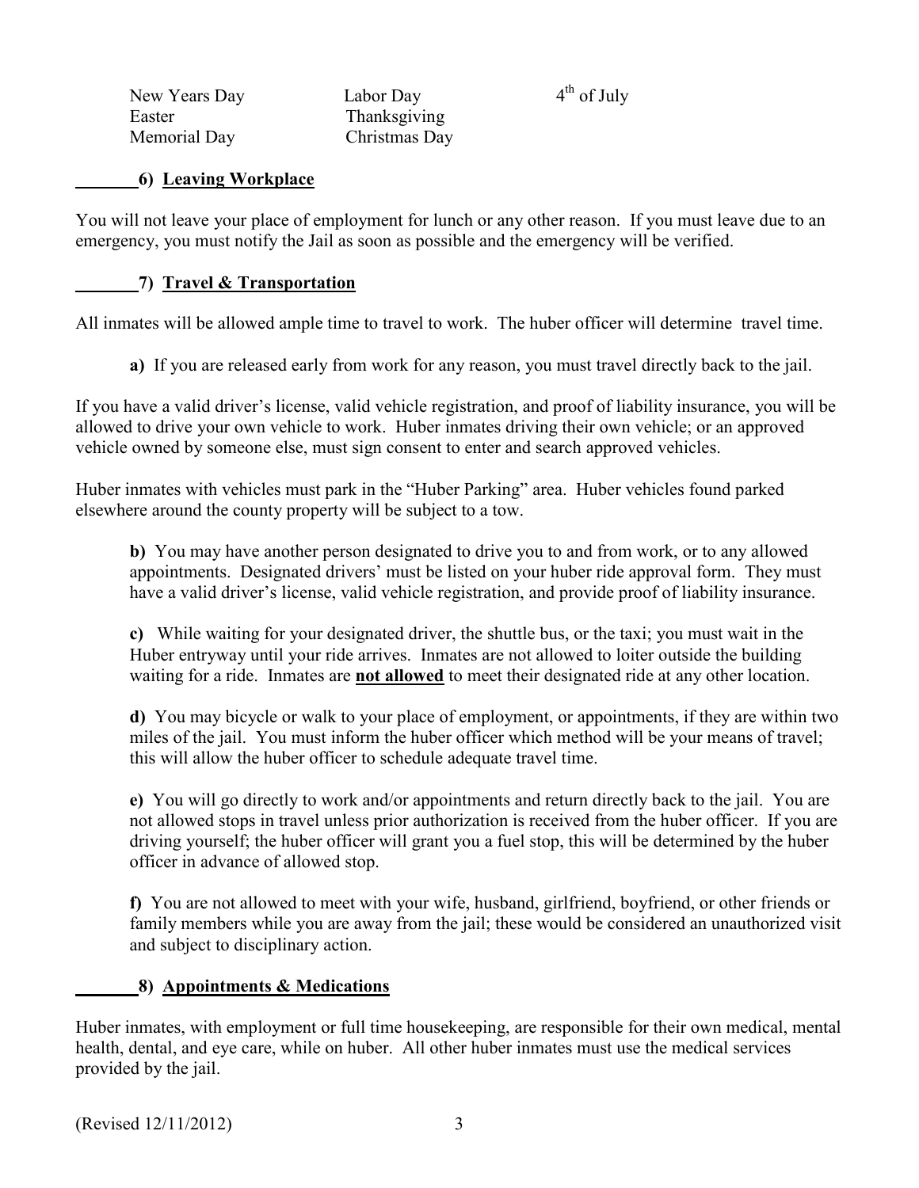| New Years Day | Labor Day | 4th of July |
| --- | --- | --- |
| Easter | Thanksgiving | |
| Memorial Day | Christmas Day | |

_______**6) Leaving Workplace**

You will not leave your place of employment for lunch or any other reason. If you must leave due to an emergency, you must notify the Jail as soon as possible and the emergency will be verified.

_______**7) Travel & Transportation**

All inmates will be allowed ample time to travel to work. The huber officer will determine travel time.

> **a)** If you are released early from work for any reason, you must travel directly back to the jail.

If you have a valid driver's license, valid vehicle registration, and proof of liability insurance, you will be allowed to drive your own vehicle to work. Huber inmates driving their own vehicle; or an approved vehicle owned by someone else, must sign consent to enter and search approved vehicles.

Huber inmates with vehicles must park in the "Huber Parking" area. Huber vehicles found parked elsewhere around the county property will be subject to a tow.

> **b)** You may have another person designated to drive you to and from work, or to any allowed appointments. Designated drivers' must be listed on your huber ride approval form. They must have a valid driver's license, valid vehicle registration, and provide proof of liability insurance.
>
> **c)** While waiting for your designated driver, the shuttle bus, or the taxi; you must wait in the Huber entryway until your ride arrives. Inmates are not allowed to loiter outside the building waiting for a ride. Inmates are **not allowed** to meet their designated ride at any other location.
>
> **d)** You may bicycle or walk to your place of employment, or appointments, if they are within two miles of the jail. You must inform the huber officer which method will be your means of travel; this will allow the huber officer to schedule adequate travel time.
>
> **e)** You will go directly to work and/or appointments and return directly back to the jail. You are not allowed stops in travel unless prior authorization is received from the huber officer. If you are driving yourself; the huber officer will grant you a fuel stop, this will be determined by the huber officer in advance of allowed stop.
>
> **f)** You are not allowed to meet with your wife, husband, girlfriend, boyfriend, or other friends or family members while you are away from the jail; these would be considered an unauthorized visit and subject to disciplinary action.

_______**8) Appointments & Medications**

Huber inmates, with employment or full time housekeeping, are responsible for their own medical, mental health, dental, and eye care, while on huber. All other huber inmates must use the medical services provided by the jail.

(Revised 12/11/2012)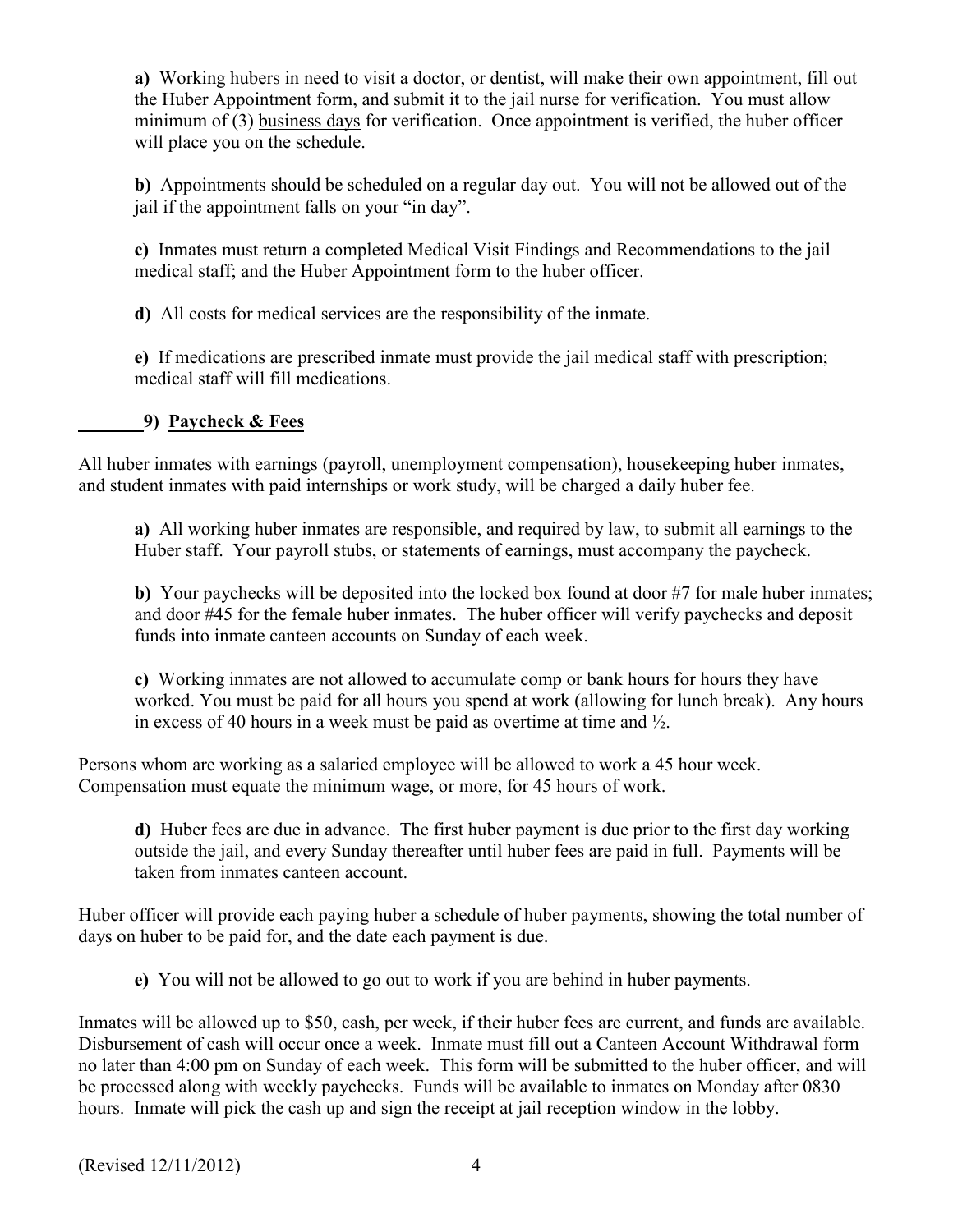**a)** Working hubers in need to visit a doctor, or dentist, will make their own appointment, fill out the Huber Appointment form, and submit it to the jail nurse for verification. You must allow minimum of (3) business days for verification. Once appointment is verified, the huber officer will place you on the schedule.

**b)** Appointments should be scheduled on a regular day out. You will not be allowed out of the jail if the appointment falls on your "in day".

**c)** Inmates must return a completed Medical Visit Findings and Recommendations to the jail medical staff; and the Huber Appointment form to the huber officer.

**d)** All costs for medical services are the responsibility of the inmate.

**e)** If medications are prescribed inmate must provide the jail medical staff with prescription; medical staff will fill medications.

_______ **9) Paycheck & Fees**

All huber inmates with earnings (payroll, unemployment compensation), housekeeping huber inmates, and student inmates with paid internships or work study, will be charged a daily huber fee.

**a)** All working huber inmates are responsible, and required by law, to submit all earnings to the Huber staff. Your payroll stubs, or statements of earnings, must accompany the paycheck.

**b)** Your paychecks will be deposited into the locked box found at door #7 for male huber inmates; and door #45 for the female huber inmates. The huber officer will verify paychecks and deposit funds into inmate canteen accounts on Sunday of each week.

**c)** Working inmates are not allowed to accumulate comp or bank hours for hours they have worked. You must be paid for all hours you spend at work (allowing for lunch break). Any hours in excess of 40 hours in a week must be paid as overtime at time and ½.

Persons whom are working as a salaried employee will be allowed to work a 45 hour week. Compensation must equate the minimum wage, or more, for 45 hours of work.

**d)** Huber fees are due in advance. The first huber payment is due prior to the first day working outside the jail, and every Sunday thereafter until huber fees are paid in full. Payments will be taken from inmates canteen account.

Huber officer will provide each paying huber a schedule of huber payments, showing the total number of days on huber to be paid for, and the date each payment is due.

**e)** You will not be allowed to go out to work if you are behind in huber payments.

Inmates will be allowed up to $50, cash, per week, if their huber fees are current, and funds are available. Disbursement of cash will occur once a week. Inmate must fill out a Canteen Account Withdrawal form no later than 4:00 pm on Sunday of each week. This form will be submitted to the huber officer, and will be processed along with weekly paychecks. Funds will be available to inmates on Monday after 0830 hours. Inmate will pick the cash up and sign the receipt at jail reception window in the lobby.

(Revised 12/11/2012)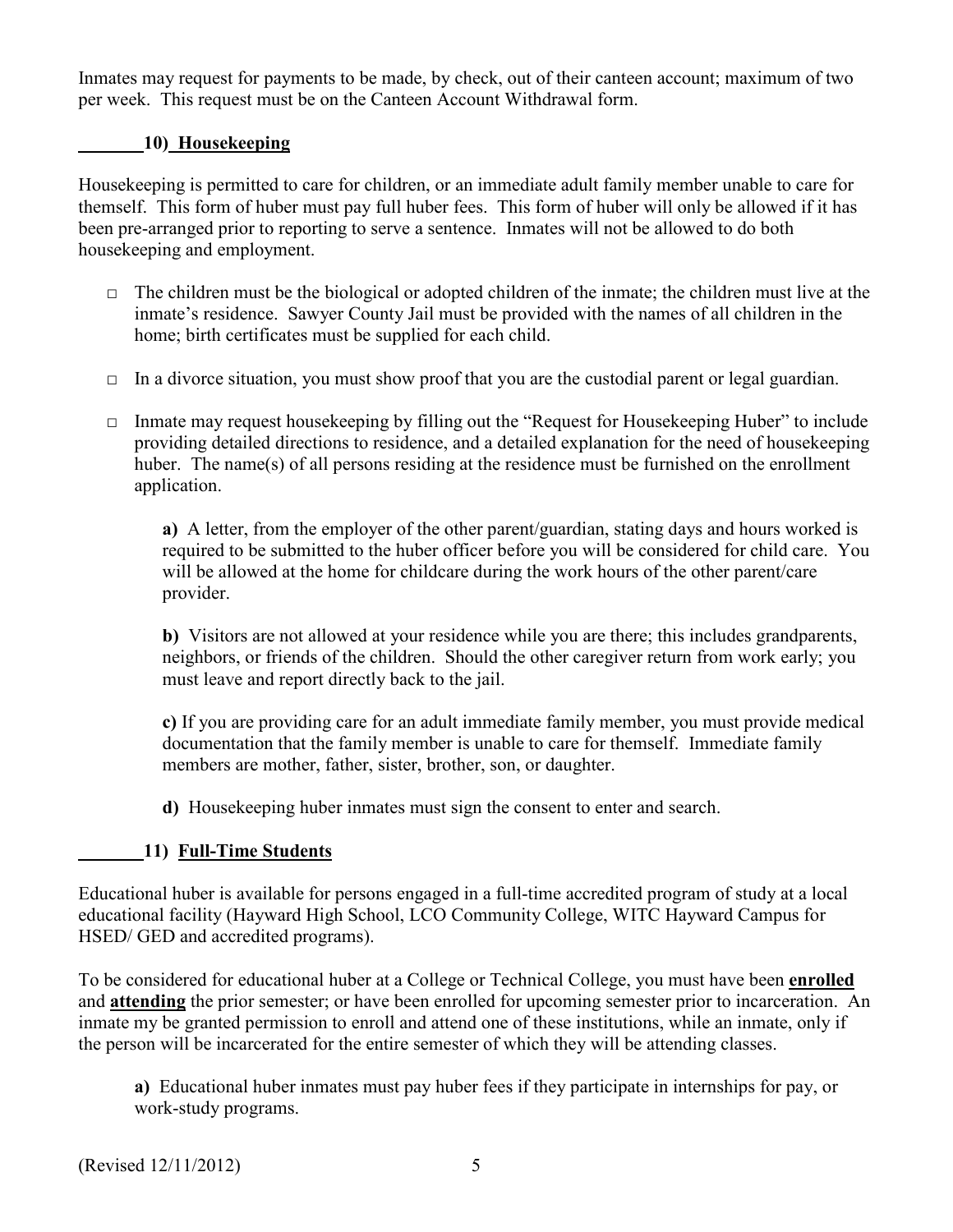Inmates may request for payments to be made, by check, out of their canteen account; maximum of two per week. This request must be on the Canteen Account Withdrawal form.

## _______10) Housekeeping

Housekeeping is permitted to care for children, or an immediate adult family member unable to care for themself. This form of huber must pay full huber fees. This form of huber will only be allowed if it has been pre-arranged prior to reporting to serve a sentence. Inmates will not be allowed to do both housekeeping and employment.

- □ The children must be the biological or adopted children of the inmate; the children must live at the inmate's residence. Sawyer County Jail must be provided with the names of all children in the home; birth certificates must be supplied for each child.
- □ In a divorce situation, you must show proof that you are the custodial parent or legal guardian.
- □ Inmate may request housekeeping by filling out the "Request for Housekeeping Huber" to include providing detailed directions to residence, and a detailed explanation for the need of housekeeping huber. The name(s) of all persons residing at the residence must be furnished on the enrollment application.

  **a)** A letter, from the employer of the other parent/guardian, stating days and hours worked is required to be submitted to the huber officer before you will be considered for child care. You will be allowed at the home for childcare during the work hours of the other parent/care provider.

  **b)** Visitors are not allowed at your residence while you are there; this includes grandparents, neighbors, or friends of the children. Should the other caregiver return from work early; you must leave and report directly back to the jail.

  **c)** If you are providing care for an adult immediate family member, you must provide medical documentation that the family member is unable to care for themself. Immediate family members are mother, father, sister, brother, son, or daughter.

  **d)** Housekeeping huber inmates must sign the consent to enter and search.

## _______11) Full-Time Students

Educational huber is available for persons engaged in a full-time accredited program of study at a local educational facility (Hayward High School, LCO Community College, WITC Hayward Campus for HSED/ GED and accredited programs).

To be considered for educational huber at a College or Technical College, you must have been **enrolled** and **attending** the prior semester; or have been enrolled for upcoming semester prior to incarceration. An inmate my be granted permission to enroll and attend one of these institutions, while an inmate, only if the person will be incarcerated for the entire semester of which they will be attending classes.

**a)** Educational huber inmates must pay huber fees if they participate in internships for pay, or work-study programs.

(Revised 12/11/2012)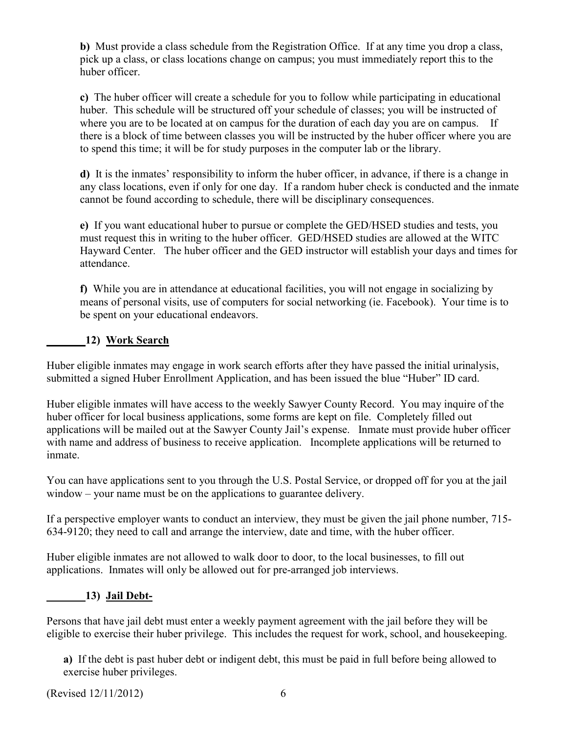**b)** Must provide a class schedule from the Registration Office. If at any time you drop a class, pick up a class, or class locations change on campus; you must immediately report this to the huber officer.

**c)** The huber officer will create a schedule for you to follow while participating in educational huber. This schedule will be structured off your schedule of classes; you will be instructed of where you are to be located at on campus for the duration of each day you are on campus. If there is a block of time between classes you will be instructed by the huber officer where you are to spend this time; it will be for study purposes in the computer lab or the library.

**d)** It is the inmates' responsibility to inform the huber officer, in advance, if there is a change in any class locations, even if only for one day. If a random huber check is conducted and the inmate cannot be found according to schedule, there will be disciplinary consequences.

**e)** If you want educational huber to pursue or complete the GED/HSED studies and tests, you must request this in writing to the huber officer. GED/HSED studies are allowed at the WITC Hayward Center. The huber officer and the GED instructor will establish your days and times for attendance.

**f)** While you are in attendance at educational facilities, you will not engage in socializing by means of personal visits, use of computers for social networking (ie. Facebook). Your time is to be spent on your educational endeavors.

_______ **12) Work Search**

Huber eligible inmates may engage in work search efforts after they have passed the initial urinalysis, submitted a signed Huber Enrollment Application, and has been issued the blue "Huber" ID card.

Huber eligible inmates will have access to the weekly Sawyer County Record. You may inquire of the huber officer for local business applications, some forms are kept on file. Completely filled out applications will be mailed out at the Sawyer County Jail's expense. Inmate must provide huber officer with name and address of business to receive application. Incomplete applications will be returned to inmate.

You can have applications sent to you through the U.S. Postal Service, or dropped off for you at the jail window – your name must be on the applications to guarantee delivery.

If a perspective employer wants to conduct an interview, they must be given the jail phone number, 715-634-9120; they need to call and arrange the interview, date and time, with the huber officer.

Huber eligible inmates are not allowed to walk door to door, to the local businesses, to fill out applications. Inmates will only be allowed out for pre-arranged job interviews.

_______ **13) Jail Debt-**

Persons that have jail debt must enter a weekly payment agreement with the jail before they will be eligible to exercise their huber privilege. This includes the request for work, school, and housekeeping.

**a)** If the debt is past huber debt or indigent debt, this must be paid in full before being allowed to exercise huber privileges.

(Revised 12/11/2012)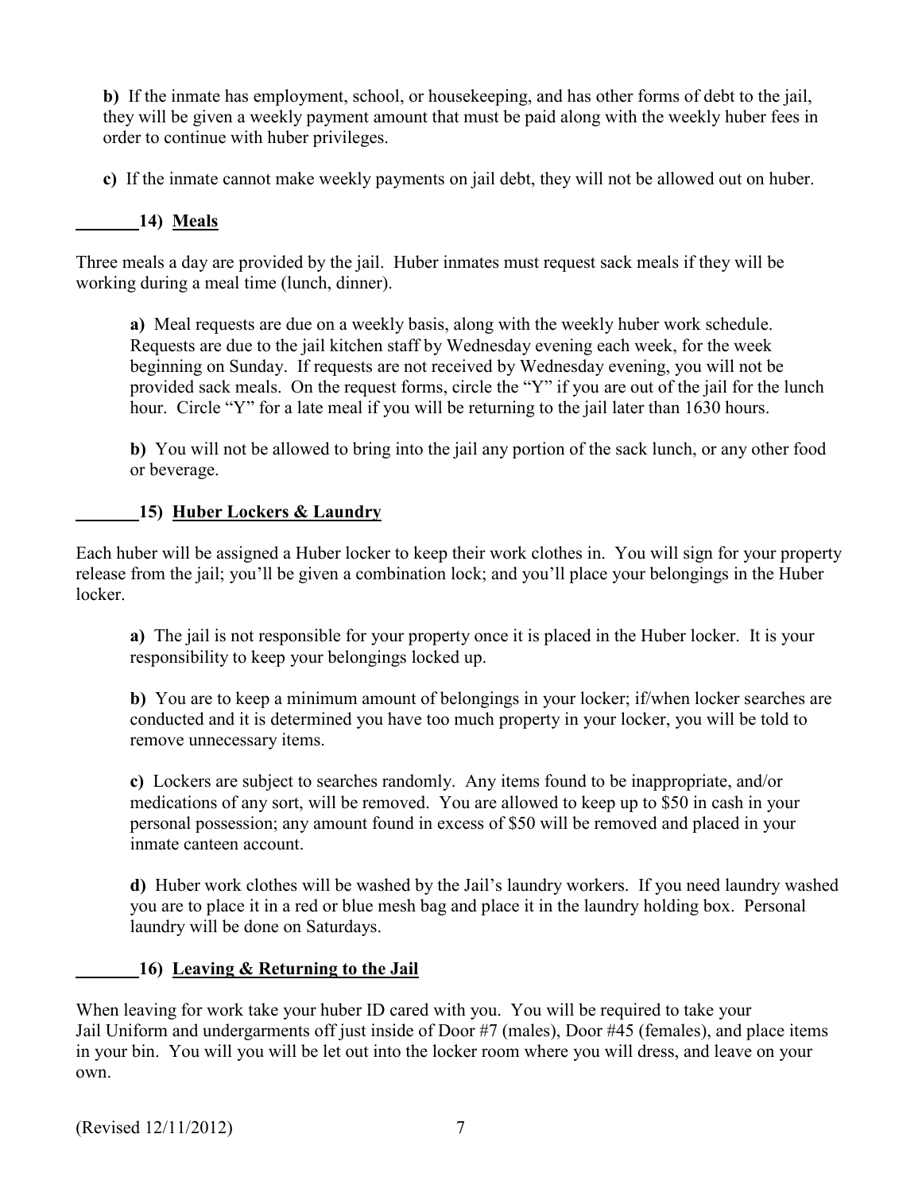**b)** If the inmate has employment, school, or housekeeping, and has other forms of debt to the jail, they will be given a weekly payment amount that must be paid along with the weekly huber fees in order to continue with huber privileges.

**c)** If the inmate cannot make weekly payments on jail debt, they will not be allowed out on huber.

**_______14) Meals**

Three meals a day are provided by the jail. Huber inmates must request sack meals if they will be working during a meal time (lunch, dinner).

**a)** Meal requests are due on a weekly basis, along with the weekly huber work schedule. Requests are due to the jail kitchen staff by Wednesday evening each week, for the week beginning on Sunday. If requests are not received by Wednesday evening, you will not be provided sack meals. On the request forms, circle the "Y" if you are out of the jail for the lunch hour. Circle "Y" for a late meal if you will be returning to the jail later than 1630 hours.

**b)** You will not be allowed to bring into the jail any portion of the sack lunch, or any other food or beverage.

**_______15) Huber Lockers & Laundry**

Each huber will be assigned a Huber locker to keep their work clothes in. You will sign for your property release from the jail; you'll be given a combination lock; and you'll place your belongings in the Huber locker.

**a)** The jail is not responsible for your property once it is placed in the Huber locker. It is your responsibility to keep your belongings locked up.

**b)** You are to keep a minimum amount of belongings in your locker; if/when locker searches are conducted and it is determined you have too much property in your locker, you will be told to remove unnecessary items.

**c)** Lockers are subject to searches randomly. Any items found to be inappropriate, and/or medications of any sort, will be removed. You are allowed to keep up to $50 in cash in your personal possession; any amount found in excess of $50 will be removed and placed in your inmate canteen account.

**d)** Huber work clothes will be washed by the Jail's laundry workers. If you need laundry washed you are to place it in a red or blue mesh bag and place it in the laundry holding box. Personal laundry will be done on Saturdays.

**_______16) Leaving & Returning to the Jail**

When leaving for work take your huber ID cared with you. You will be required to take your Jail Uniform and undergarments off just inside of Door #7 (males), Door #45 (females), and place items in your bin. You will you will be let out into the locker room where you will dress, and leave on your own.

(Revised 12/11/2012)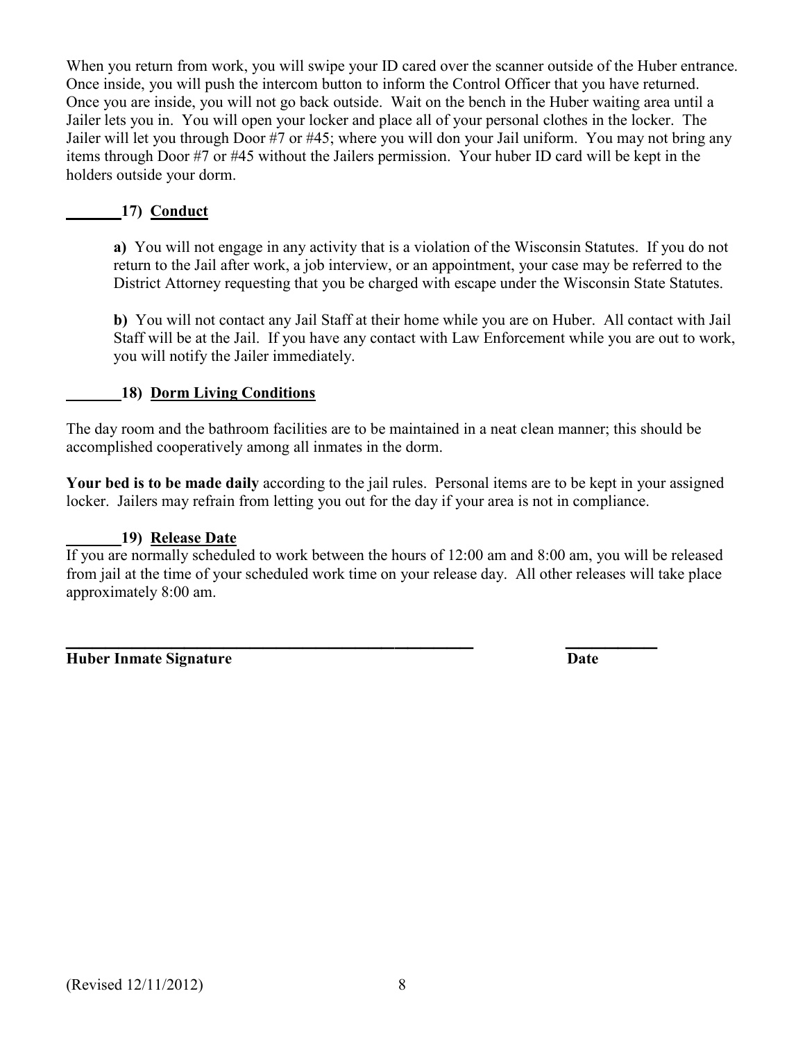When you return from work, you will swipe your ID cared over the scanner outside of the Huber entrance. Once inside, you will push the intercom button to inform the Control Officer that you have returned. Once you are inside, you will not go back outside. Wait on the bench in the Huber waiting area until a Jailer lets you in. You will open your locker and place all of your personal clothes in the locker. The Jailer will let you through Door #7 or #45; where you will don your Jail uniform. You may not bring any items through Door #7 or #45 without the Jailers permission. Your huber ID card will be kept in the holders outside your dorm.

_______ **17) Conduct**

**a)** You will not engage in any activity that is a violation of the Wisconsin Statutes. If you do not return to the Jail after work, a job interview, or an appointment, your case may be referred to the District Attorney requesting that you be charged with escape under the Wisconsin State Statutes.

**b)** You will not contact any Jail Staff at their home while you are on Huber. All contact with Jail Staff will be at the Jail. If you have any contact with Law Enforcement while you are out to work, you will notify the Jailer immediately.

_______ **18) Dorm Living Conditions**

The day room and the bathroom facilities are to be maintained in a neat clean manner; this should be accomplished cooperatively among all inmates in the dorm.

**Your bed is to be made daily** according to the jail rules. Personal items are to be kept in your assigned locker. Jailers may refrain from letting you out for the day if your area is not in compliance.

_______ **19) Release Date**

If you are normally scheduled to work between the hours of 12:00 am and 8:00 am, you will be released from jail at the time of your scheduled work time on your release day. All other releases will take place approximately 8:00 am.

_______________________________________________ ___________

**Huber Inmate Signature** **Date**

(Revised 12/11/2012)